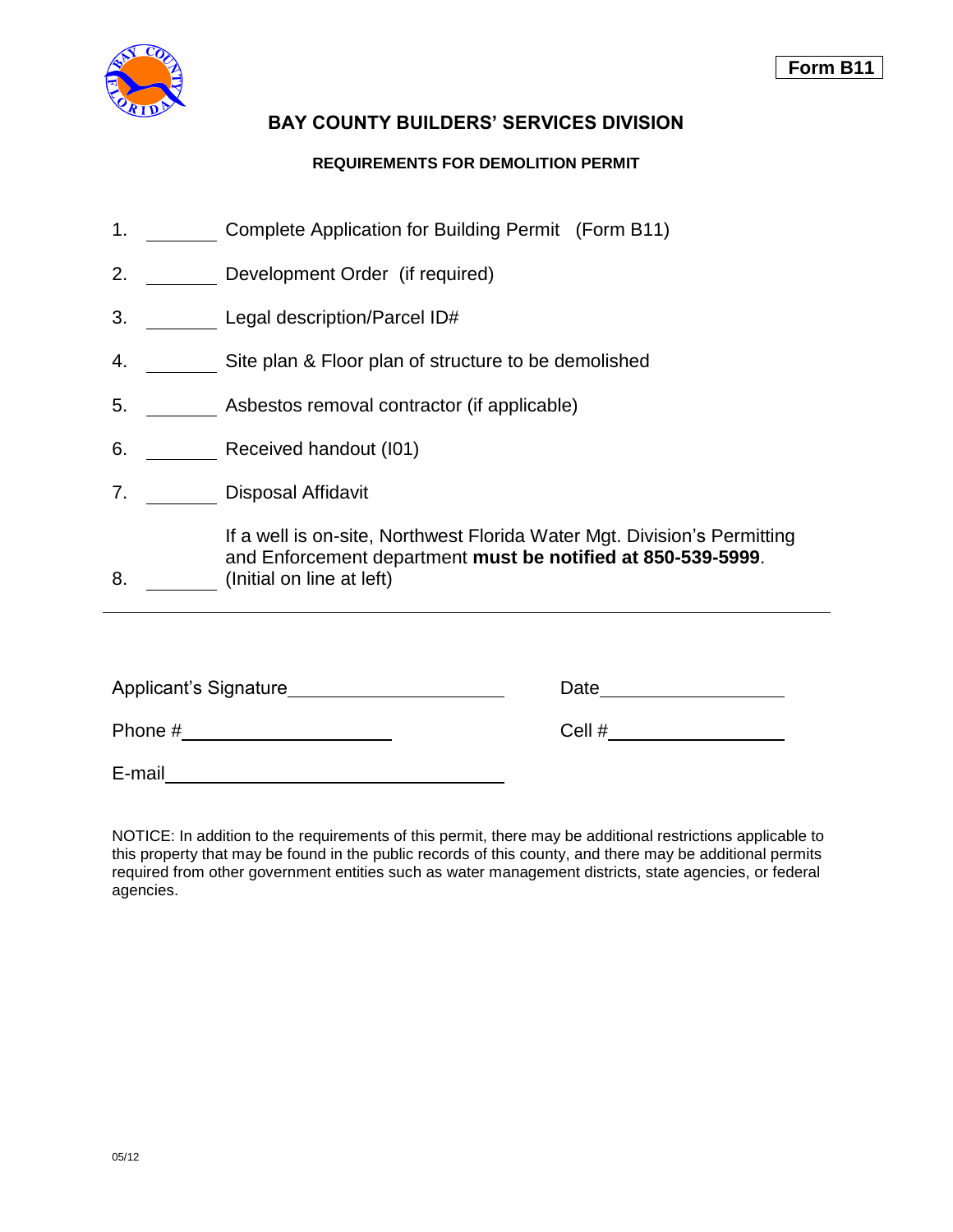**Form B11**

# BAY COUNTY BUILDERS' SERVICES DIVISION

## REQUIREMENTS FOR DEMOLITION PERMIT

1. ________ Complete Application for Building Permit (Form B11)
2. ________ Development Order (if required)
3. ________ Legal description/Parcel ID#
4. ________ Site plan & Floor plan of structure to be demolished
5. ________ Asbestos removal contractor (if applicable)
6. ________ Received handout (I01)
7. ________ Disposal Affidavit
8. ________ If a well is on-site, Northwest Florida Water Mgt. Division's Permitting and Enforcement department **must be notified at 850-539-5999**. (Initial on line at left)

---

Applicant's Signature______________________ Date__________________

Phone #____________________ Cell #_________________

E-mail______________________________

NOTICE: In addition to the requirements of this permit, there may be additional restrictions applicable to this property that may be found in the public records of this county, and there may be additional permits required from other government entities such as water management districts, state agencies, or federal agencies.

05/12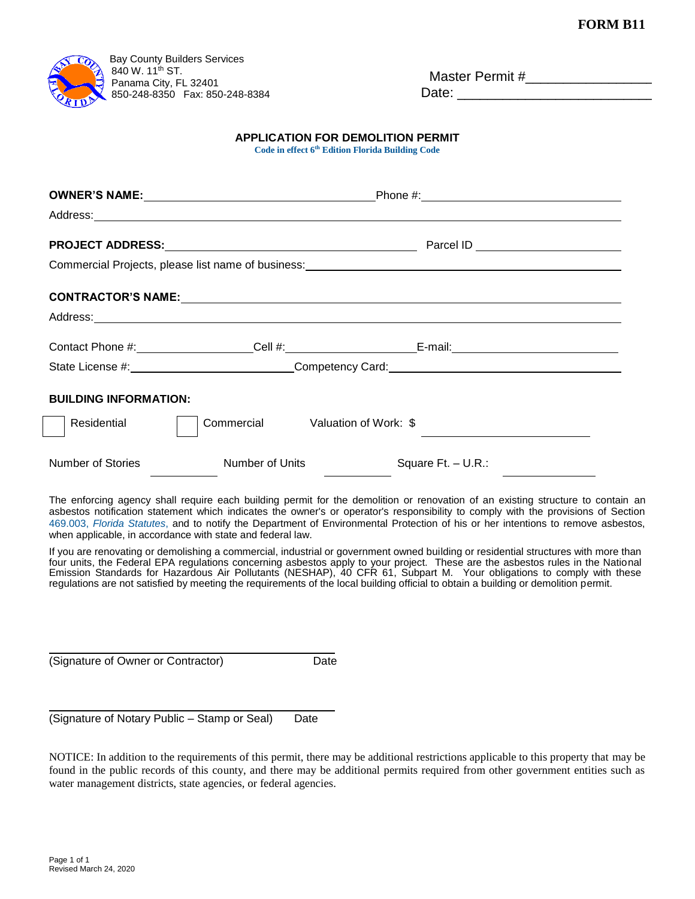**FORM B11**

Bay County Builders Services
840 W. 11th ST.
Panama City, FL 32401
850-248-8350 Fax: 850-248-8384

Master Permit #\_\_\_\_\_\_\_\_\_\_\_\_\_\_\_\_
Date: \_\_\_\_\_\_\_\_\_\_\_\_\_\_\_\_\_\_\_\_\_\_\_\_\_

## APPLICATION FOR DEMOLITION PERMIT

**Code in effect 6th Edition Florida Building Code**

**OWNER'S NAME:** \_\_\_\_\_\_\_\_\_\_\_\_\_\_\_\_\_\_\_\_\_\_\_\_\_\_\_\_\_\_ Phone #: \_\_\_\_\_\_\_\_\_\_\_\_\_\_\_\_\_\_\_\_\_\_\_\_\_

Address: \_\_\_\_\_\_\_\_\_\_\_\_\_\_\_\_\_\_\_\_\_\_\_\_\_\_\_\_\_\_\_\_\_\_\_\_\_\_\_\_\_\_\_\_\_\_\_\_\_\_\_\_\_\_\_\_\_\_\_\_\_\_\_\_\_\_\_\_\_\_

**PROJECT ADDRESS:** \_\_\_\_\_\_\_\_\_\_\_\_\_\_\_\_\_\_\_\_\_\_\_\_\_\_\_\_\_\_\_\_ Parcel ID \_\_\_\_\_\_\_\_\_\_\_\_\_\_\_\_\_\_\_\_

Commercial Projects, please list name of business: \_\_\_\_\_\_\_\_\_\_\_\_\_\_\_\_\_\_\_\_\_\_\_\_\_\_\_\_\_\_\_\_\_\_\_\_\_\_\_\_

**CONTRACTOR'S NAME:** \_\_\_\_\_\_\_\_\_\_\_\_\_\_\_\_\_\_\_\_\_\_\_\_\_\_\_\_\_\_\_\_\_\_\_\_\_\_\_\_\_\_\_\_\_\_\_\_\_\_\_\_\_\_\_\_\_

Address: \_\_\_\_\_\_\_\_\_\_\_\_\_\_\_\_\_\_\_\_\_\_\_\_\_\_\_\_\_\_\_\_\_\_\_\_\_\_\_\_\_\_\_\_\_\_\_\_\_\_\_\_\_\_\_\_\_\_\_\_\_\_\_\_\_\_\_\_\_\_

Contact Phone #: \_\_\_\_\_\_\_\_\_\_\_\_\_\_\_ Cell #: \_\_\_\_\_\_\_\_\_\_\_\_\_\_\_\_\_ E-mail: \_\_\_\_\_\_\_\_\_\_\_\_\_\_\_\_\_\_\_\_\_\_

State License #: \_\_\_\_\_\_\_\_\_\_\_\_\_\_\_\_\_\_\_\_\_\_ Competency Card: \_\_\_\_\_\_\_\_\_\_\_\_\_\_\_\_\_\_\_\_\_\_\_\_\_\_\_\_\_\_

**BUILDING INFORMATION:**

☐ Residential ☐ Commercial Valuation of Work: $ \_\_\_\_\_\_\_\_\_\_\_\_\_\_\_\_\_\_\_\_\_\_

Number of Stories \_\_\_\_\_\_\_\_\_ Number of Units \_\_\_\_\_\_\_\_\_ Square Ft. – U.R.: \_\_\_\_\_\_\_\_\_\_\_

The enforcing agency shall require each building permit for the demolition or renovation of an existing structure to contain an asbestos notification statement which indicates the owner's or operator's responsibility to comply with the provisions of Section 469.003, *Florida Statutes*, and to notify the Department of Environmental Protection of his or her intentions to remove asbestos, when applicable, in accordance with state and federal law.

If you are renovating or demolishing a commercial, industrial or government owned building or residential structures with more than four units, the Federal EPA regulations concerning asbestos apply to your project. These are the asbestos rules in the National Emission Standards for Hazardous Air Pollutants (NESHAP), 40 CFR 61, Subpart M. Your obligations to comply with these regulations are not satisfied by meeting the requirements of the local building official to obtain a building or demolition permit.

\_\_\_\_\_\_\_\_\_\_\_\_\_\_\_\_\_\_\_\_\_\_\_\_\_\_\_\_\_\_\_\_\_\_\_\_\_\_\_\_
(Signature of Owner or Contractor) Date

\_\_\_\_\_\_\_\_\_\_\_\_\_\_\_\_\_\_\_\_\_\_\_\_\_\_\_\_\_\_\_\_\_\_\_\_\_\_\_\_
(Signature of Notary Public – Stamp or Seal) Date

NOTICE: In addition to the requirements of this permit, there may be additional restrictions applicable to this property that may be found in the public records of this county, and there may be additional permits required from other government entities such as water management districts, state agencies, or federal agencies.

Revised March 24, 2020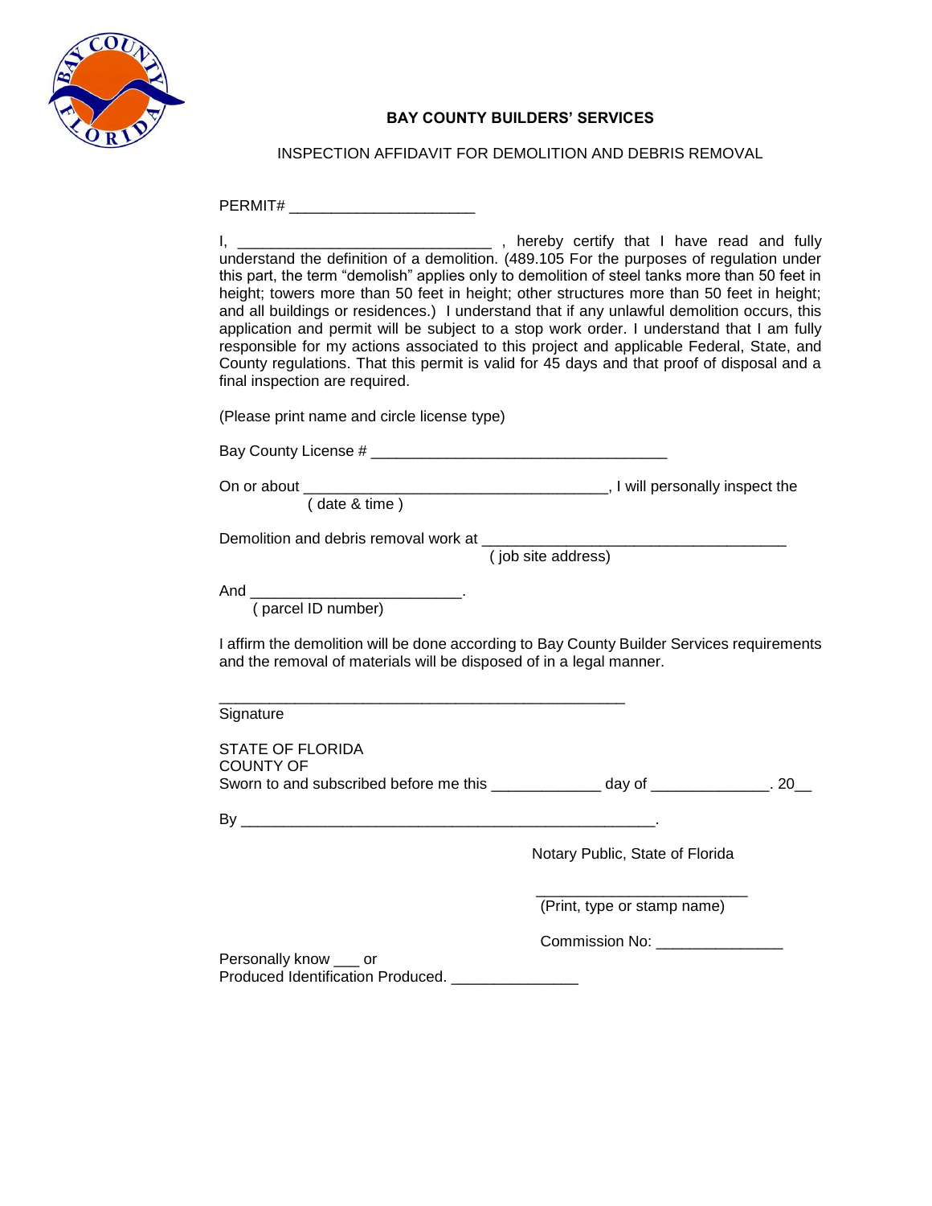**BAY COUNTY BUILDERS' SERVICES**

INSPECTION AFFIDAVIT FOR DEMOLITION AND DEBRIS REMOVAL

PERMIT# ______________________

I, _______________________________ , hereby certify that I have read and fully understand the definition of a demolition. (489.105 For the purposes of regulation under this part, the term "demolish" applies only to demolition of steel tanks more than 50 feet in height; towers more than 50 feet in height; other structures more than 50 feet in height; and all buildings or residences.) I understand that if any unlawful demolition occurs, this application and permit will be subject to a stop work order. I understand that I am fully responsible for my actions associated to this project and applicable Federal, State, and County regulations. That this permit is valid for 45 days and that proof of disposal and a final inspection are required.

(Please print name and circle license type)

Bay County License # ____________________________________

On or about _____________________________________, I will personally inspect the
( date & time )

Demolition and debris removal work at _____________________________________
( job site address)

And __________________________.
( parcel ID number)

I affirm the demolition will be done according to Bay County Builder Services requirements and the removal of materials will be disposed of in a legal manner.

__________________________________________________
Signature

STATE OF FLORIDA
COUNTY OF
Sworn to and subscribed before me this _____________ day of ______________. 20__

By ____________________________________________________.

Notary Public, State of Florida

__________________________
(Print, type or stamp name)

Commission No: _______________

Personally know ___ or
Produced Identification Produced. _______________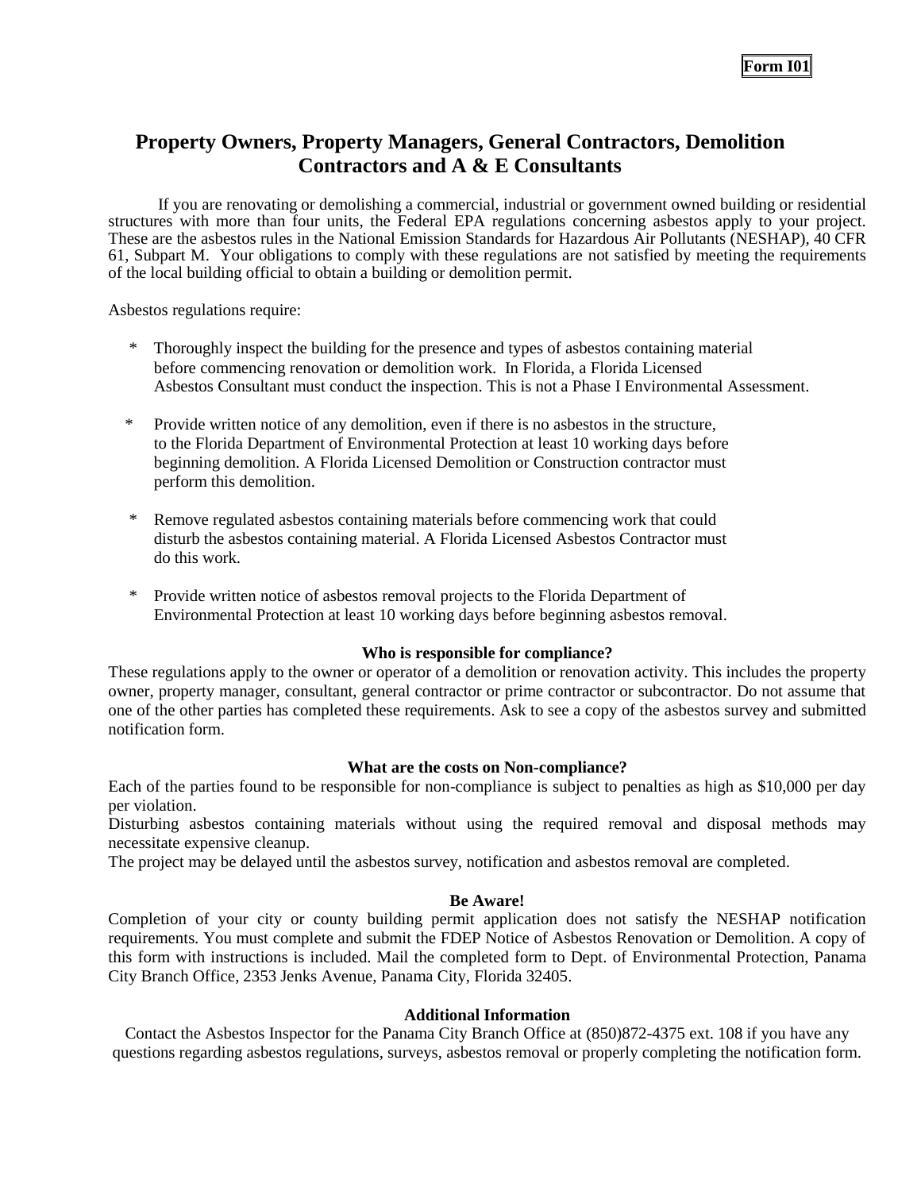**Form I01**

# Property Owners, Property Managers, General Contractors, Demolition Contractors and A & E Consultants

If you are renovating or demolishing a commercial, industrial or government owned building or residential structures with more than four units, the Federal EPA regulations concerning asbestos apply to your project. These are the asbestos rules in the National Emission Standards for Hazardous Air Pollutants (NESHAP), 40 CFR 61, Subpart M. Your obligations to comply with these regulations are not satisfied by meeting the requirements of the local building official to obtain a building or demolition permit.

Asbestos regulations require:

* Thoroughly inspect the building for the presence and types of asbestos containing material before commencing renovation or demolition work. In Florida, a Florida Licensed Asbestos Consultant must conduct the inspection. This is not a Phase I Environmental Assessment.

* Provide written notice of any demolition, even if there is no asbestos in the structure, to the Florida Department of Environmental Protection at least 10 working days before beginning demolition. A Florida Licensed Demolition or Construction contractor must perform this demolition.

* Remove regulated asbestos containing materials before commencing work that could disturb the asbestos containing material. A Florida Licensed Asbestos Contractor must do this work.

* Provide written notice of asbestos removal projects to the Florida Department of Environmental Protection at least 10 working days before beginning asbestos removal.

### Who is responsible for compliance?

These regulations apply to the owner or operator of a demolition or renovation activity. This includes the property owner, property manager, consultant, general contractor or prime contractor or subcontractor. Do not assume that one of the other parties has completed these requirements. Ask to see a copy of the asbestos survey and submitted notification form.

### What are the costs on Non-compliance?

Each of the parties found to be responsible for non-compliance is subject to penalties as high as $10,000 per day per violation.

Disturbing asbestos containing materials without using the required removal and disposal methods may necessitate expensive cleanup.

The project may be delayed until the asbestos survey, notification and asbestos removal are completed.

### Be Aware!

Completion of your city or county building permit application does not satisfy the NESHAP notification requirements. You must complete and submit the FDEP Notice of Asbestos Renovation or Demolition. A copy of this form with instructions is included. Mail the completed form to Dept. of Environmental Protection, Panama City Branch Office, 2353 Jenks Avenue, Panama City, Florida 32405.

### Additional Information

Contact the Asbestos Inspector for the Panama City Branch Office at (850)872-4375 ext. 108 if you have any questions regarding asbestos regulations, surveys, asbestos removal or properly completing the notification form.